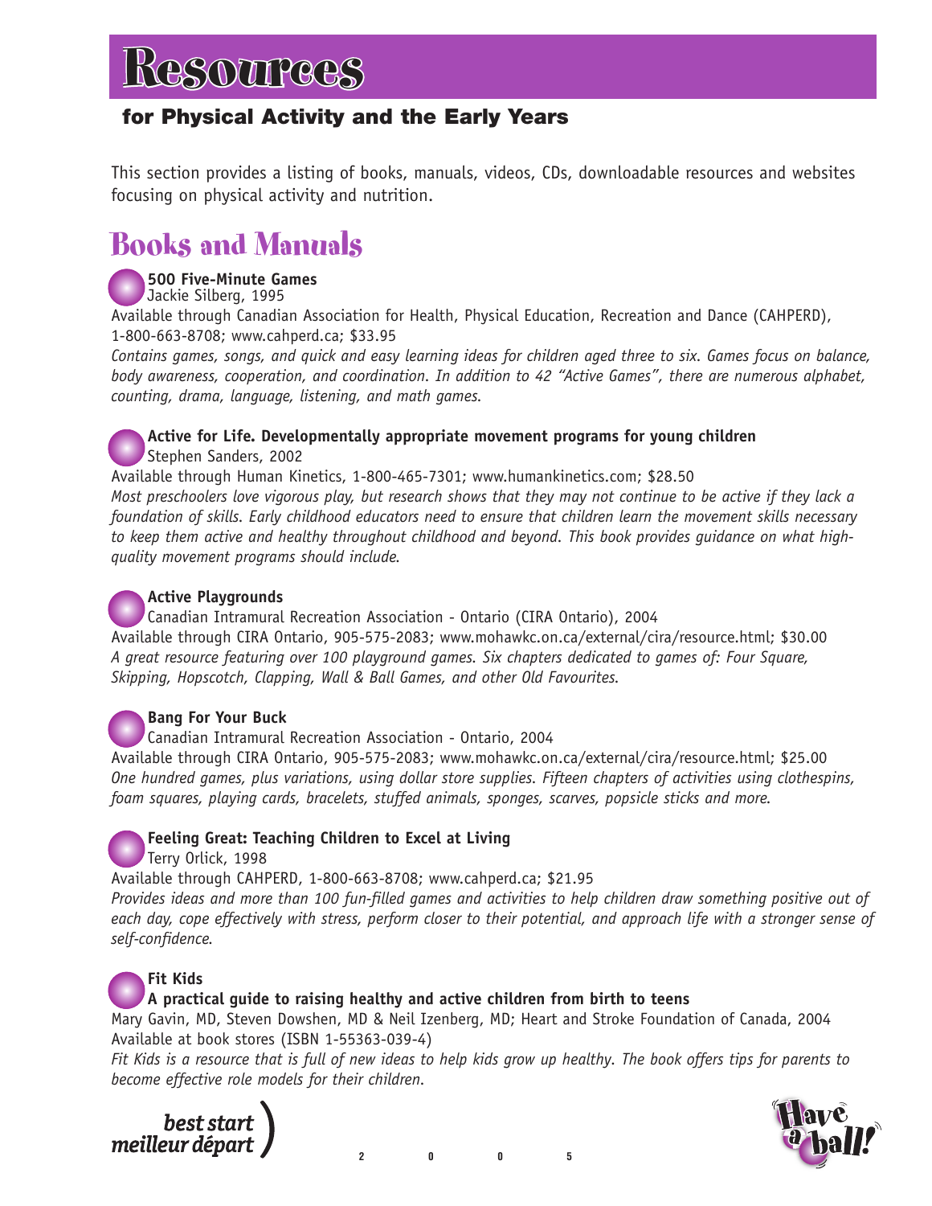# Resources

## for Physical Activity and the Early Years

This section provides a listing of books, manuals, videos, CDs, downloadable resources and websites focusing on physical activity and nutrition.

## Books and Manuals

**500 Five-Minute Games**
Jackie Silberg, 1995
Available through Canadian Association for Health, Physical Education, Recreation and Dance (CAHPERD), 1-800-663-8708; www.cahperd.ca; $33.95
*Contains games, songs, and quick and easy learning ideas for children aged three to six. Games focus on balance, body awareness, cooperation, and coordination. In addition to 42 "Active Games", there are numerous alphabet, counting, drama, language, listening, and math games.*

**Active for Life. Developmentally appropriate movement programs for young children**
Stephen Sanders, 2002
Available through Human Kinetics, 1-800-465-7301; www.humankinetics.com; $28.50
*Most preschoolers love vigorous play, but research shows that they may not continue to be active if they lack a foundation of skills. Early childhood educators need to ensure that children learn the movement skills necessary to keep them active and healthy throughout childhood and beyond. This book provides guidance on what high-quality movement programs should include.*

**Active Playgrounds**
Canadian Intramural Recreation Association - Ontario (CIRA Ontario), 2004
Available through CIRA Ontario, 905-575-2083; www.mohawkc.on.ca/external/cira/resource.html; $30.00
*A great resource featuring over 100 playground games. Six chapters dedicated to games of: Four Square, Skipping, Hopscotch, Clapping, Wall & Ball Games, and other Old Favourites.*

**Bang For Your Buck**
Canadian Intramural Recreation Association - Ontario, 2004
Available through CIRA Ontario, 905-575-2083; www.mohawkc.on.ca/external/cira/resource.html; $25.00
*One hundred games, plus variations, using dollar store supplies. Fifteen chapters of activities using clothespins, foam squares, playing cards, bracelets, stuffed animals, sponges, scarves, popsicle sticks and more.*

**Feeling Great: Teaching Children to Excel at Living**
Terry Orlick, 1998
Available through CAHPERD, 1-800-663-8708; www.cahperd.ca; $21.95
*Provides ideas and more than 100 fun-filled games and activities to help children draw something positive out of each day, cope effectively with stress, perform closer to their potential, and approach life with a stronger sense of self-confidence.*

**Fit Kids**
**A practical guide to raising healthy and active children from birth to teens**
Mary Gavin, MD, Steven Dowshen, MD & Neil Izenberg, MD; Heart and Stroke Foundation of Canada, 2004
Available at book stores (ISBN 1-55363-039-4)
*Fit Kids is a resource that is full of new ideas to help kids grow up healthy. The book offers tips for parents to become effective role models for their children.*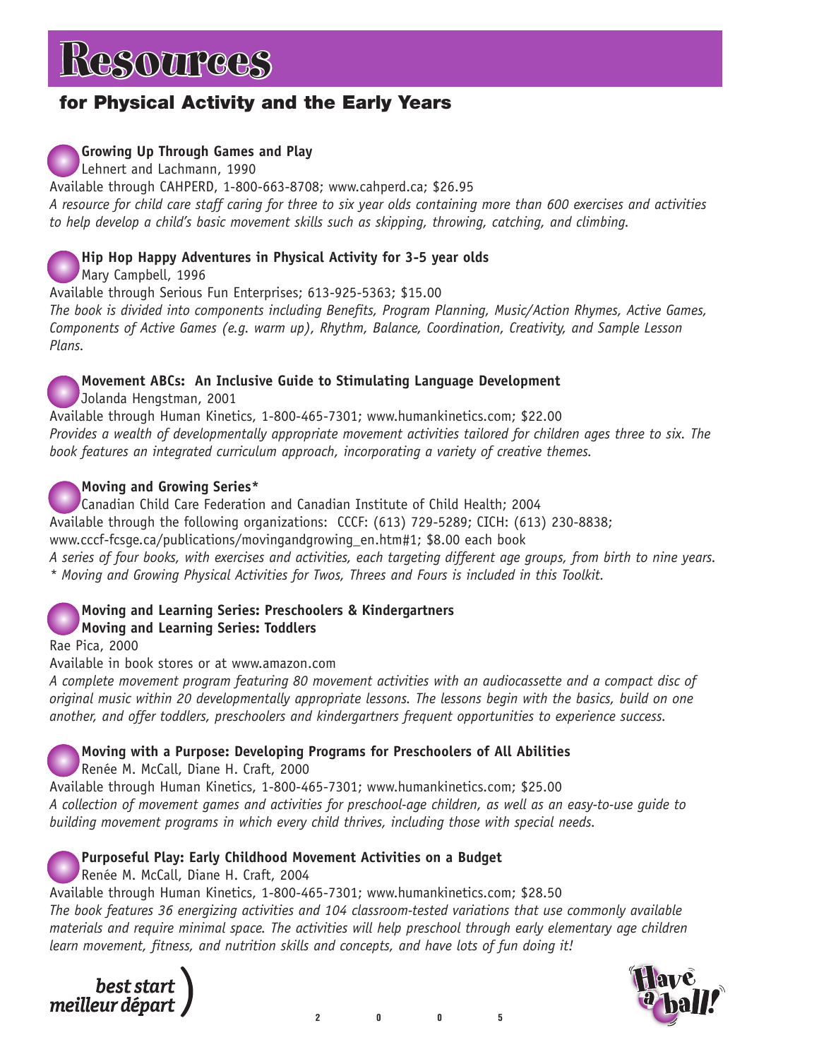# Resources

## for Physical Activity and the Early Years

**Growing Up Through Games and Play**
Lehnert and Lachmann, 1990
Available through CAHPERD, 1-800-663-8708; www.cahperd.ca; $26.95
*A resource for child care staff caring for three to six year olds containing more than 600 exercises and activities to help develop a child's basic movement skills such as skipping, throwing, catching, and climbing.*

**Hip Hop Happy Adventures in Physical Activity for 3-5 year olds**
Mary Campbell, 1996
Available through Serious Fun Enterprises; 613-925-5363; $15.00
*The book is divided into components including Benefits, Program Planning, Music/Action Rhymes, Active Games, Components of Active Games (e.g. warm up), Rhythm, Balance, Coordination, Creativity, and Sample Lesson Plans.*

**Movement ABCs: An Inclusive Guide to Stimulating Language Development**
Jolanda Hengstman, 2001
Available through Human Kinetics, 1-800-465-7301; www.humankinetics.com; $22.00
*Provides a wealth of developmentally appropriate movement activities tailored for children ages three to six. The book features an integrated curriculum approach, incorporating a variety of creative themes.*

**Moving and Growing Series***
Canadian Child Care Federation and Canadian Institute of Child Health; 2004
Available through the following organizations: CCCF: (613) 729-5289; CICH: (613) 230-8838; www.cccf-fcsge.ca/publications/movingandgrowing_en.htm#1; $8.00 each book
*A series of four books, with exercises and activities, each targeting different age groups, from birth to nine years.*
*\* Moving and Growing Physical Activities for Twos, Threes and Fours is included in this Toolkit.*

**Moving and Learning Series: Preschoolers & Kindergartners**
**Moving and Learning Series: Toddlers**
Rae Pica, 2000
Available in book stores or at www.amazon.com
*A complete movement program featuring 80 movement activities with an audiocassette and a compact disc of original music within 20 developmentally appropriate lessons. The lessons begin with the basics, build on one another, and offer toddlers, preschoolers and kindergartners frequent opportunities to experience success.*

**Moving with a Purpose: Developing Programs for Preschoolers of All Abilities**
Renée M. McCall, Diane H. Craft, 2000
Available through Human Kinetics, 1-800-465-7301; www.humankinetics.com; $25.00
*A collection of movement games and activities for preschool-age children, as well as an easy-to-use guide to building movement programs in which every child thrives, including those with special needs.*

**Purposeful Play: Early Childhood Movement Activities on a Budget**
Renée M. McCall, Diane H. Craft, 2004
Available through Human Kinetics, 1-800-465-7301; www.humankinetics.com; $28.50
*The book features 36 energizing activities and 104 classroom-tested variations that use commonly available materials and require minimal space. The activities will help preschool through early elementary age children learn movement, fitness, and nutrition skills and concepts, and have lots of fun doing it!*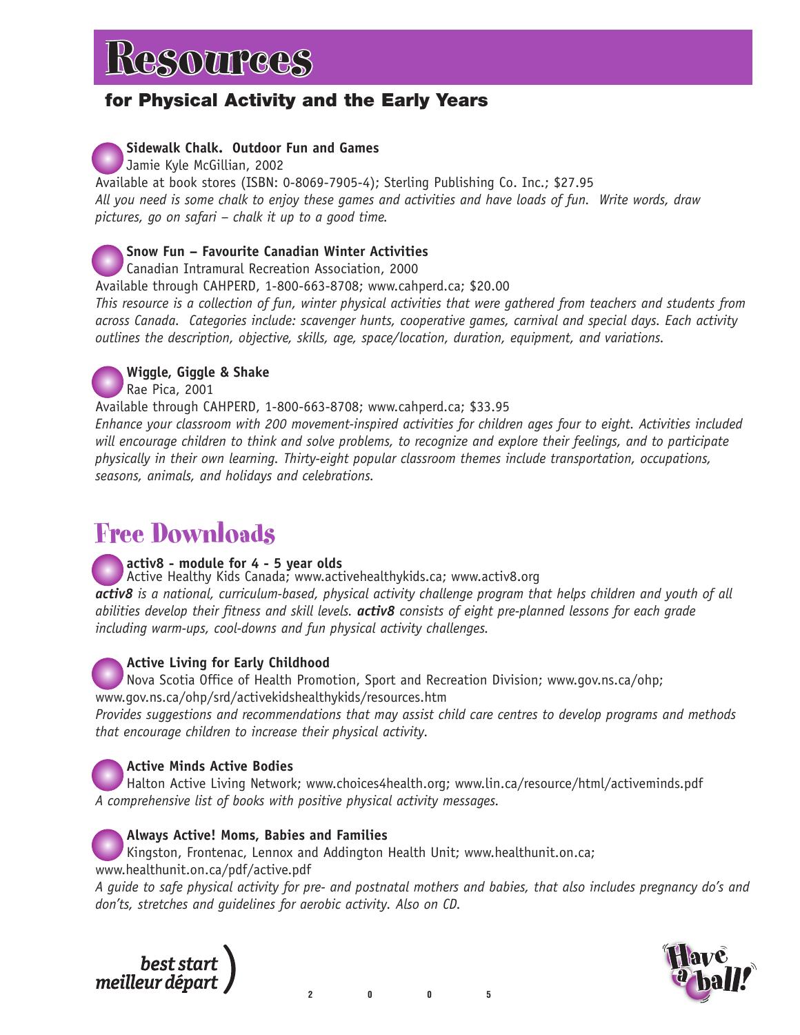# Resources

## for Physical Activity and the Early Years

**Sidewalk Chalk. Outdoor Fun and Games**
Jamie Kyle McGillian, 2002
Available at book stores (ISBN: 0-8069-7905-4); Sterling Publishing Co. Inc.; $27.95
*All you need is some chalk to enjoy these games and activities and have loads of fun. Write words, draw pictures, go on safari – chalk it up to a good time.*

**Snow Fun – Favourite Canadian Winter Activities**
Canadian Intramural Recreation Association, 2000
Available through CAHPERD, 1-800-663-8708; www.cahperd.ca; $20.00
*This resource is a collection of fun, winter physical activities that were gathered from teachers and students from across Canada. Categories include: scavenger hunts, cooperative games, carnival and special days. Each activity outlines the description, objective, skills, age, space/location, duration, equipment, and variations.*

**Wiggle, Giggle & Shake**
Rae Pica, 2001
Available through CAHPERD, 1-800-663-8708; www.cahperd.ca; $33.95
*Enhance your classroom with 200 movement-inspired activities for children ages four to eight. Activities included will encourage children to think and solve problems, to recognize and explore their feelings, and to participate physically in their own learning. Thirty-eight popular classroom themes include transportation, occupations, seasons, animals, and holidays and celebrations.*

# Free Downloads

**activ8 - module for 4 - 5 year olds**
Active Healthy Kids Canada; www.activehealthykids.ca; www.activ8.org
***activ8*** *is a national, curriculum-based, physical activity challenge program that helps children and youth of all abilities develop their fitness and skill levels.* ***activ8*** *consists of eight pre-planned lessons for each grade including warm-ups, cool-downs and fun physical activity challenges.*

**Active Living for Early Childhood**
Nova Scotia Office of Health Promotion, Sport and Recreation Division; www.gov.ns.ca/ohp; www.gov.ns.ca/ohp/srd/activekidshealthykids/resources.htm
*Provides suggestions and recommendations that may assist child care centres to develop programs and methods that encourage children to increase their physical activity.*

**Active Minds Active Bodies**
Halton Active Living Network; www.choices4health.org; www.lin.ca/resource/html/activeminds.pdf
*A comprehensive list of books with positive physical activity messages.*

**Always Active! Moms, Babies and Families**
Kingston, Frontenac, Lennox and Addington Health Unit; www.healthunit.on.ca; www.healthunit.on.ca/pdf/active.pdf
*A guide to safe physical activity for pre- and postnatal mothers and babies, that also includes pregnancy do's and don'ts, stretches and guidelines for aerobic activity. Also on CD.*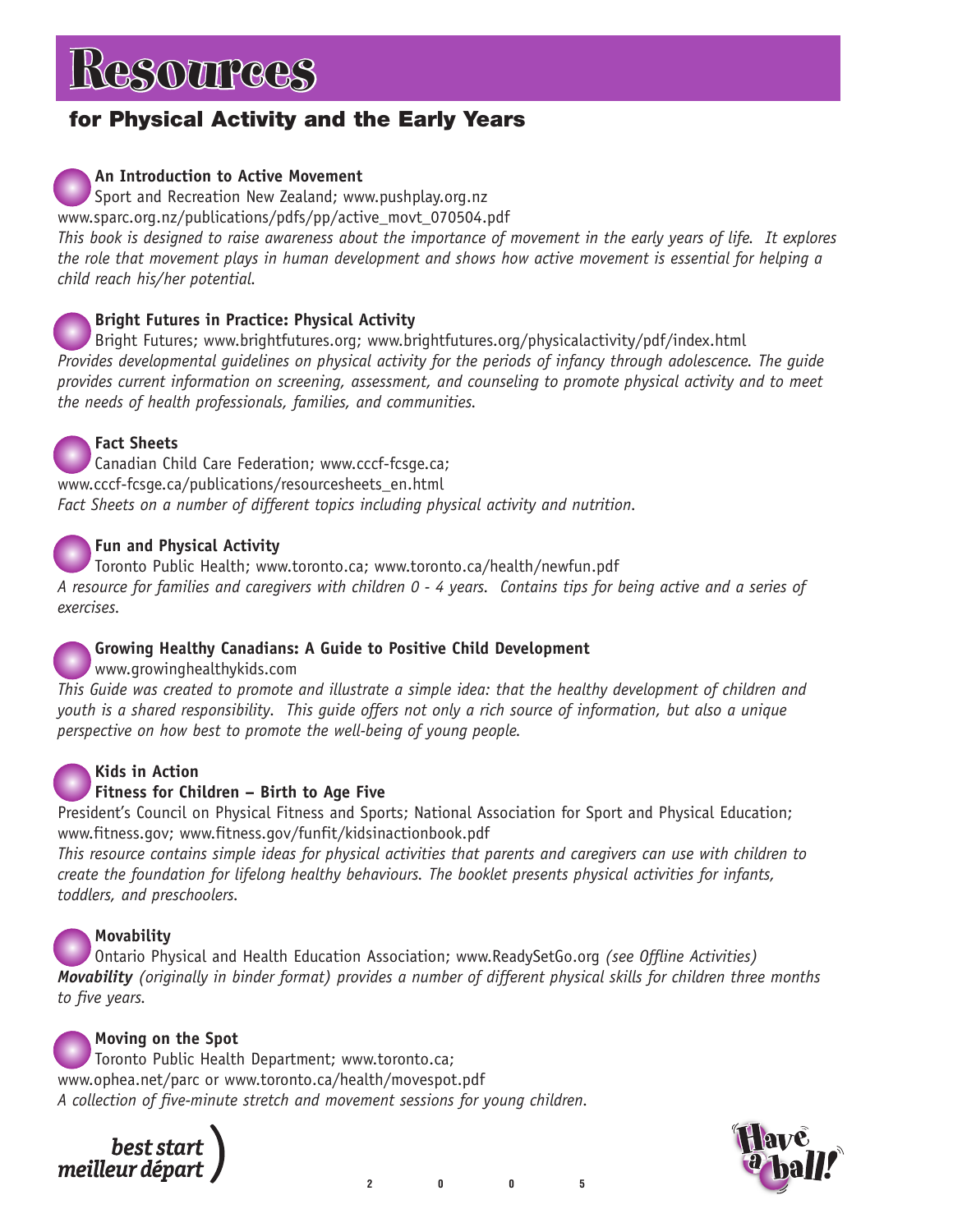# Resources

## for Physical Activity and the Early Years

**An Introduction to Active Movement**
Sport and Recreation New Zealand; www.pushplay.org.nz
www.sparc.org.nz/publications/pdfs/pp/active_movt_070504.pdf
*This book is designed to raise awareness about the importance of movement in the early years of life. It explores the role that movement plays in human development and shows how active movement is essential for helping a child reach his/her potential.*

**Bright Futures in Practice: Physical Activity**
Bright Futures; www.brightfutures.org; www.brightfutures.org/physicalactivity/pdf/index.html
*Provides developmental guidelines on physical activity for the periods of infancy through adolescence. The guide provides current information on screening, assessment, and counseling to promote physical activity and to meet the needs of health professionals, families, and communities.*

**Fact Sheets**
Canadian Child Care Federation; www.cccf-fcsge.ca;
www.cccf-fcsge.ca/publications/resourcesheets_en.html
*Fact Sheets on a number of different topics including physical activity and nutrition.*

**Fun and Physical Activity**
Toronto Public Health; www.toronto.ca; www.toronto.ca/health/newfun.pdf
*A resource for families and caregivers with children 0 - 4 years. Contains tips for being active and a series of exercises.*

**Growing Healthy Canadians: A Guide to Positive Child Development**
www.growinghealthykids.com
*This Guide was created to promote and illustrate a simple idea: that the healthy development of children and youth is a shared responsibility. This guide offers not only a rich source of information, but also a unique perspective on how best to promote the well-being of young people.*

**Kids in Action**
**Fitness for Children – Birth to Age Five**
President's Council on Physical Fitness and Sports; National Association for Sport and Physical Education; www.fitness.gov; www.fitness.gov/funfit/kidsinactionbook.pdf
*This resource contains simple ideas for physical activities that parents and caregivers can use with children to create the foundation for lifelong healthy behaviours. The booklet presents physical activities for infants, toddlers, and preschoolers.*

**Movability**
Ontario Physical and Health Education Association; www.ReadySetGo.org *(see Offline Activities)*
***Movability*** *(originally in binder format) provides a number of different physical skills for children three months to five years.*

**Moving on the Spot**
Toronto Public Health Department; www.toronto.ca;
www.ophea.net/parc or www.toronto.ca/health/movespot.pdf
*A collection of five-minute stretch and movement sessions for young children.*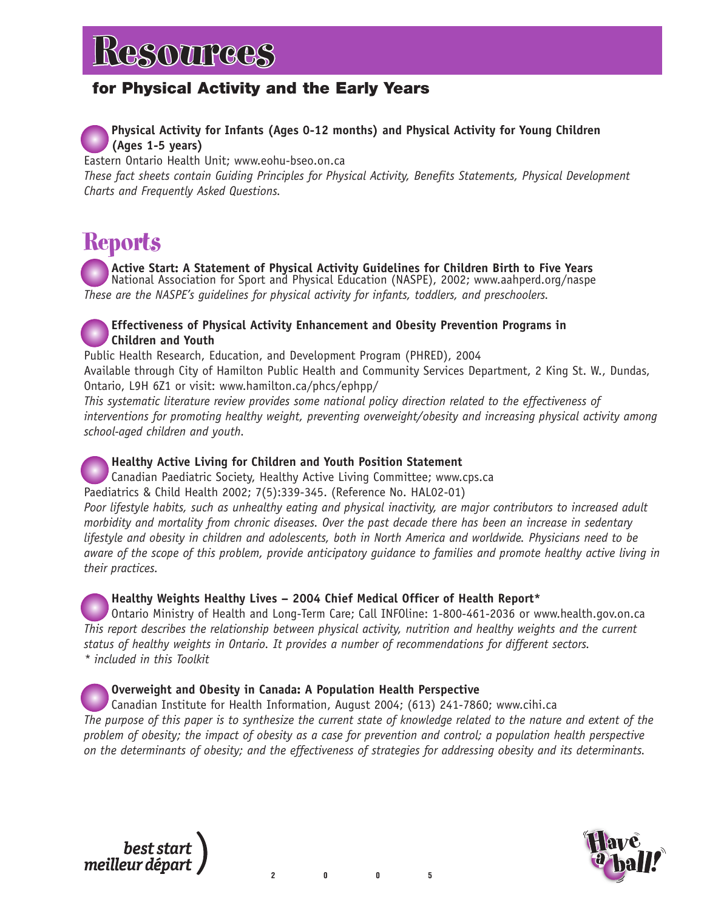# Resources

## for Physical Activity and the Early Years

**Physical Activity for Infants (Ages 0-12 months) and Physical Activity for Young Children (Ages 1-5 years)**
Eastern Ontario Health Unit; www.eohu-bseo.on.ca
*These fact sheets contain Guiding Principles for Physical Activity, Benefits Statements, Physical Development Charts and Frequently Asked Questions.*

## Reports

**Active Start: A Statement of Physical Activity Guidelines for Children Birth to Five Years**
National Association for Sport and Physical Education (NASPE), 2002; www.aahperd.org/naspe
*These are the NASPE's guidelines for physical activity for infants, toddlers, and preschoolers.*

**Effectiveness of Physical Activity Enhancement and Obesity Prevention Programs in Children and Youth**
Public Health Research, Education, and Development Program (PHRED), 2004
Available through City of Hamilton Public Health and Community Services Department, 2 King St. W., Dundas, Ontario, L9H 6Z1 or visit: www.hamilton.ca/phcs/ephpp/
*This systematic literature review provides some national policy direction related to the effectiveness of interventions for promoting healthy weight, preventing overweight/obesity and increasing physical activity among school-aged children and youth.*

**Healthy Active Living for Children and Youth Position Statement**
Canadian Paediatric Society, Healthy Active Living Committee; www.cps.ca
Paediatrics & Child Health 2002; 7(5):339-345. (Reference No. HAL02-01)
*Poor lifestyle habits, such as unhealthy eating and physical inactivity, are major contributors to increased adult morbidity and mortality from chronic diseases. Over the past decade there has been an increase in sedentary lifestyle and obesity in children and adolescents, both in North America and worldwide. Physicians need to be aware of the scope of this problem, provide anticipatory guidance to families and promote healthy active living in their practices.*

**Healthy Weights Healthy Lives – 2004 Chief Medical Officer of Health Report***
Ontario Ministry of Health and Long-Term Care; Call INFOline: 1-800-461-2036 or www.health.gov.on.ca
*This report describes the relationship between physical activity, nutrition and healthy weights and the current status of healthy weights in Ontario. It provides a number of recommendations for different sectors.*
*\* included in this Toolkit*

**Overweight and Obesity in Canada: A Population Health Perspective**
Canadian Institute for Health Information, August 2004; (613) 241-7860; www.cihi.ca
*The purpose of this paper is to synthesize the current state of knowledge related to the nature and extent of the problem of obesity; the impact of obesity as a case for prevention and control; a population health perspective on the determinants of obesity; and the effectiveness of strategies for addressing obesity and its determinants.*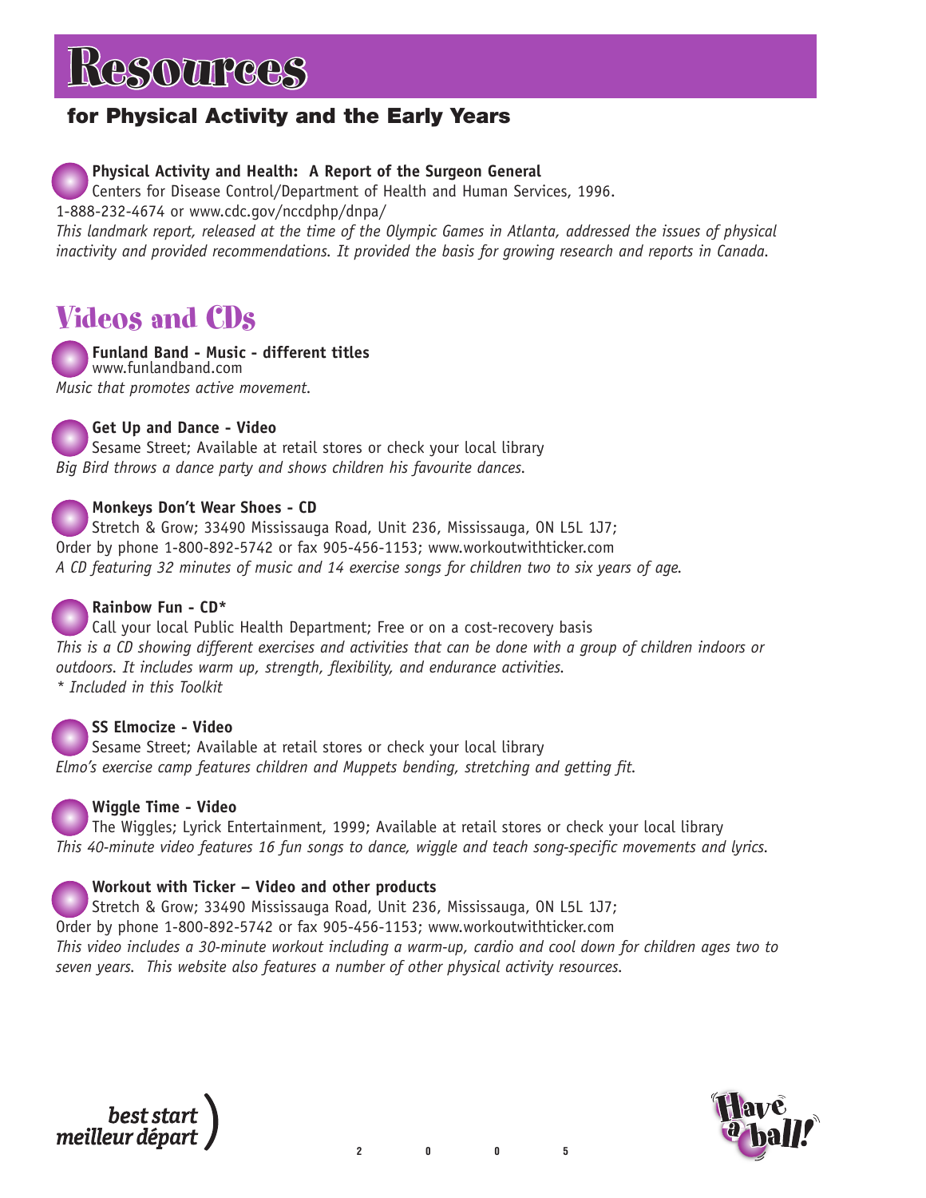# Resources

## for Physical Activity and the Early Years

**Physical Activity and Health: A Report of the Surgeon General**
Centers for Disease Control/Department of Health and Human Services, 1996.
1-888-232-4674 or www.cdc.gov/nccdphp/dnpa/
*This landmark report, released at the time of the Olympic Games in Atlanta, addressed the issues of physical inactivity and provided recommendations. It provided the basis for growing research and reports in Canada.*

## Videos and CDs

**Funland Band - Music - different titles**
www.funlandband.com
*Music that promotes active movement.*

**Get Up and Dance - Video**
Sesame Street; Available at retail stores or check your local library
*Big Bird throws a dance party and shows children his favourite dances.*

**Monkeys Don't Wear Shoes - CD**
Stretch & Grow; 33490 Mississauga Road, Unit 236, Mississauga, ON L5L 1J7;
Order by phone 1-800-892-5742 or fax 905-456-1153; www.workoutwithticker.com
*A CD featuring 32 minutes of music and 14 exercise songs for children two to six years of age.*

**Rainbow Fun - CD***
Call your local Public Health Department; Free or on a cost-recovery basis
*This is a CD showing different exercises and activities that can be done with a group of children indoors or outdoors. It includes warm up, strength, flexibility, and endurance activities.*
*\* Included in this Toolkit*

**SS Elmocize - Video**
Sesame Street; Available at retail stores or check your local library
*Elmo's exercise camp features children and Muppets bending, stretching and getting fit.*

**Wiggle Time - Video**
The Wiggles; Lyrick Entertainment, 1999; Available at retail stores or check your local library
*This 40-minute video features 16 fun songs to dance, wiggle and teach song-specific movements and lyrics.*

**Workout with Ticker – Video and other products**
Stretch & Grow; 33490 Mississauga Road, Unit 236, Mississauga, ON L5L 1J7;
Order by phone 1-800-892-5742 or fax 905-456-1153; www.workoutwithticker.com
*This video includes a 30-minute workout including a warm-up, cardio and cool down for children ages two to seven years. This website also features a number of other physical activity resources.*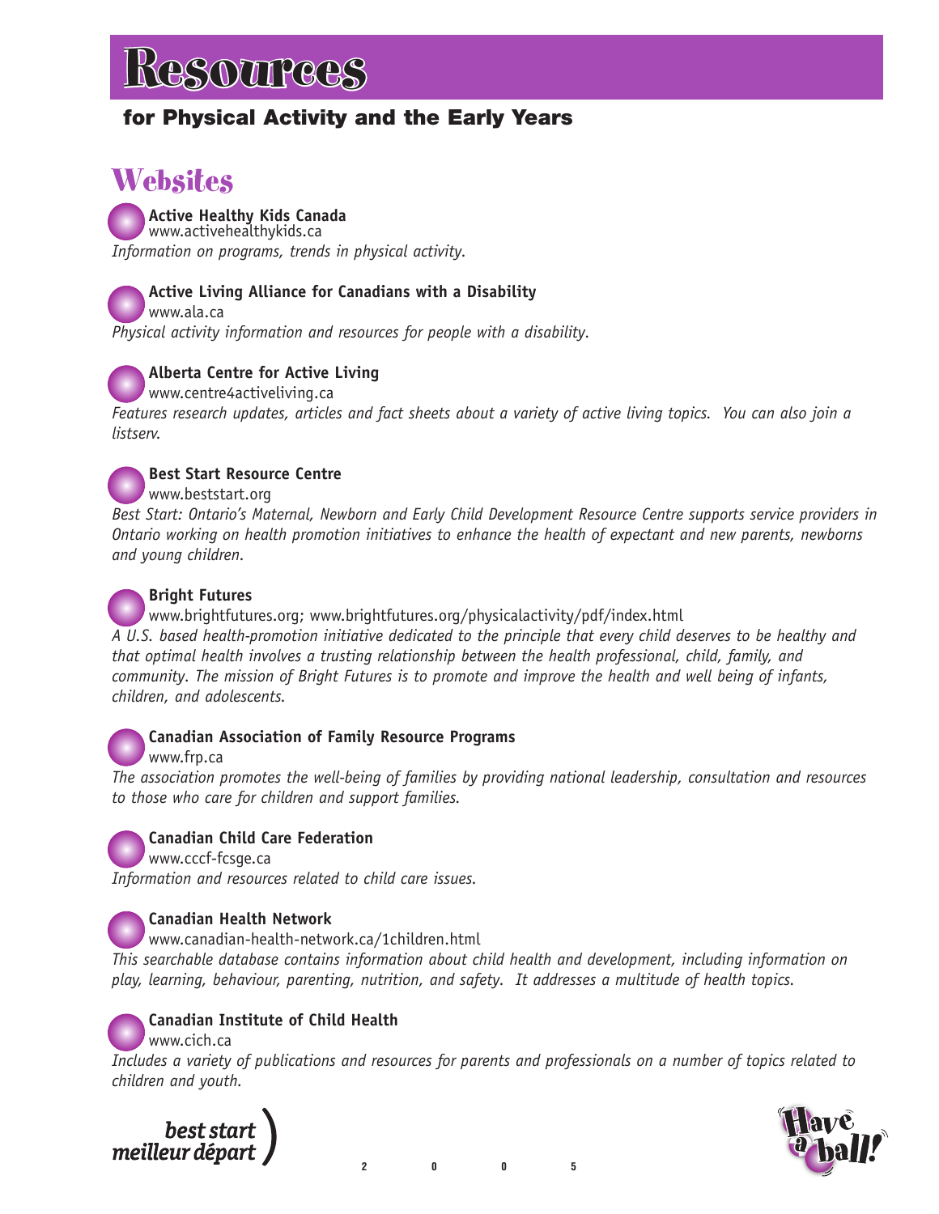# Resources

## for Physical Activity and the Early Years

## Websites

**Active Healthy Kids Canada**
www.activehealthykids.ca
*Information on programs, trends in physical activity.*

**Active Living Alliance for Canadians with a Disability**
www.ala.ca
*Physical activity information and resources for people with a disability.*

**Alberta Centre for Active Living**
www.centre4activeliving.ca
*Features research updates, articles and fact sheets about a variety of active living topics. You can also join a listserv.*

**Best Start Resource Centre**
www.beststart.org
*Best Start: Ontario's Maternal, Newborn and Early Child Development Resource Centre supports service providers in Ontario working on health promotion initiatives to enhance the health of expectant and new parents, newborns and young children.*

**Bright Futures**
www.brightfutures.org; www.brightfutures.org/physicalactivity/pdf/index.html
*A U.S. based health-promotion initiative dedicated to the principle that every child deserves to be healthy and that optimal health involves a trusting relationship between the health professional, child, family, and community. The mission of Bright Futures is to promote and improve the health and well being of infants, children, and adolescents.*

**Canadian Association of Family Resource Programs**
www.frp.ca
*The association promotes the well-being of families by providing national leadership, consultation and resources to those who care for children and support families.*

**Canadian Child Care Federation**
www.cccf-fcsge.ca
*Information and resources related to child care issues.*

**Canadian Health Network**
www.canadian-health-network.ca/1children.html
*This searchable database contains information about child health and development, including information on play, learning, behaviour, parenting, nutrition, and safety. It addresses a multitude of health topics.*

**Canadian Institute of Child Health**
www.cich.ca
*Includes a variety of publications and resources for parents and professionals on a number of topics related to children and youth.*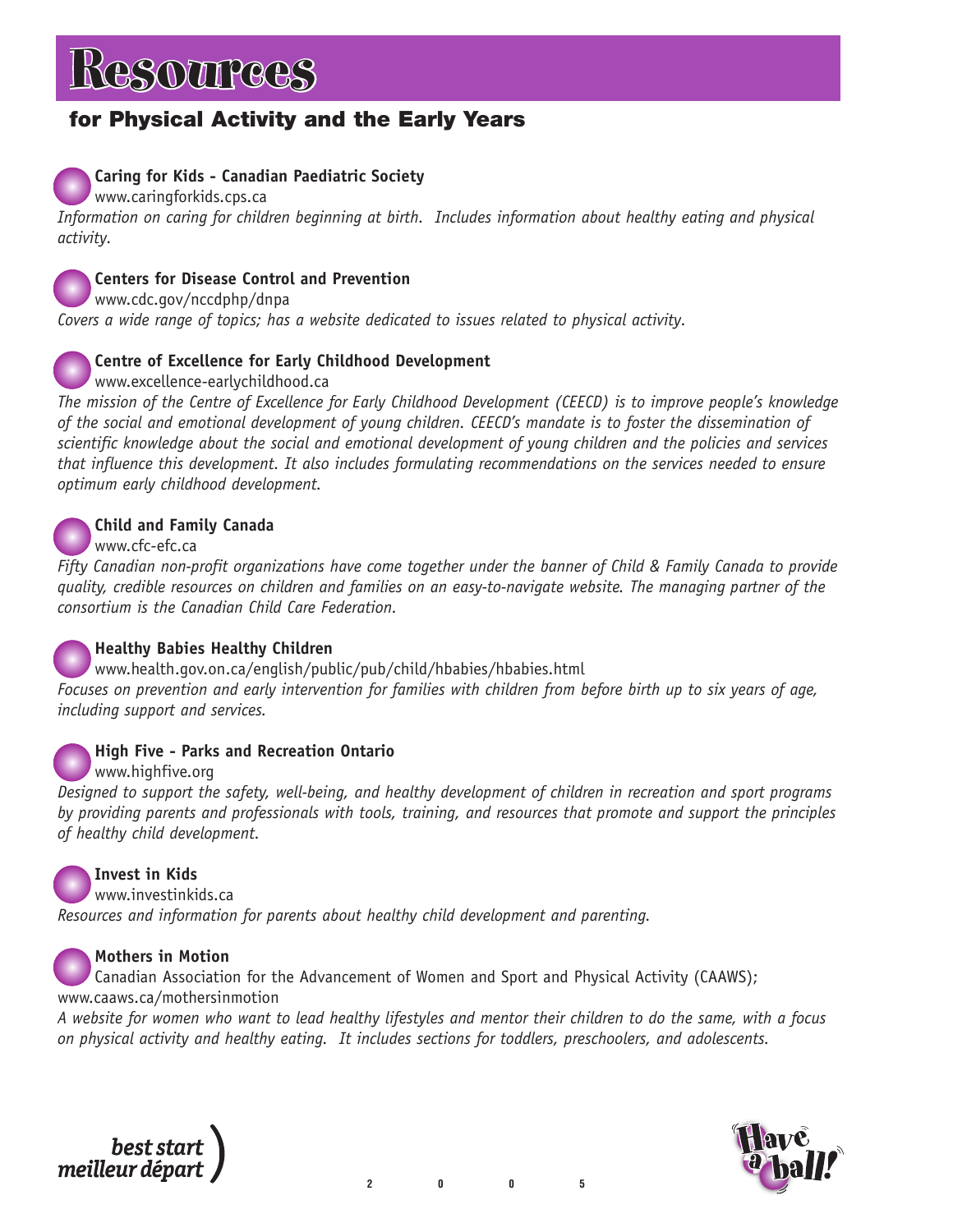# Resources

## for Physical Activity and the Early Years

**Caring for Kids - Canadian Paediatric Society**
www.caringforkids.cps.ca
*Information on caring for children beginning at birth. Includes information about healthy eating and physical activity.*

**Centers for Disease Control and Prevention**
www.cdc.gov/nccdphp/dnpa
*Covers a wide range of topics; has a website dedicated to issues related to physical activity.*

**Centre of Excellence for Early Childhood Development**
www.excellence-earlychildhood.ca
*The mission of the Centre of Excellence for Early Childhood Development (CEECD) is to improve people's knowledge of the social and emotional development of young children. CEECD's mandate is to foster the dissemination of scientific knowledge about the social and emotional development of young children and the policies and services that influence this development. It also includes formulating recommendations on the services needed to ensure optimum early childhood development.*

**Child and Family Canada**
www.cfc-efc.ca
*Fifty Canadian non-profit organizations have come together under the banner of Child & Family Canada to provide quality, credible resources on children and families on an easy-to-navigate website. The managing partner of the consortium is the Canadian Child Care Federation.*

**Healthy Babies Healthy Children**
www.health.gov.on.ca/english/public/pub/child/hbabies/hbabies.html
*Focuses on prevention and early intervention for families with children from before birth up to six years of age, including support and services.*

**High Five - Parks and Recreation Ontario**
www.highfive.org
*Designed to support the safety, well-being, and healthy development of children in recreation and sport programs by providing parents and professionals with tools, training, and resources that promote and support the principles of healthy child development.*

**Invest in Kids**
www.investinkids.ca
*Resources and information for parents about healthy child development and parenting.*

**Mothers in Motion**
Canadian Association for the Advancement of Women and Sport and Physical Activity (CAAWS); www.caaws.ca/mothersinmotion
*A website for women who want to lead healthy lifestyles and mentor their children to do the same, with a focus on physical activity and healthy eating. It includes sections for toddlers, preschoolers, and adolescents.*

best start
meilleur départ

2005

Have a ball!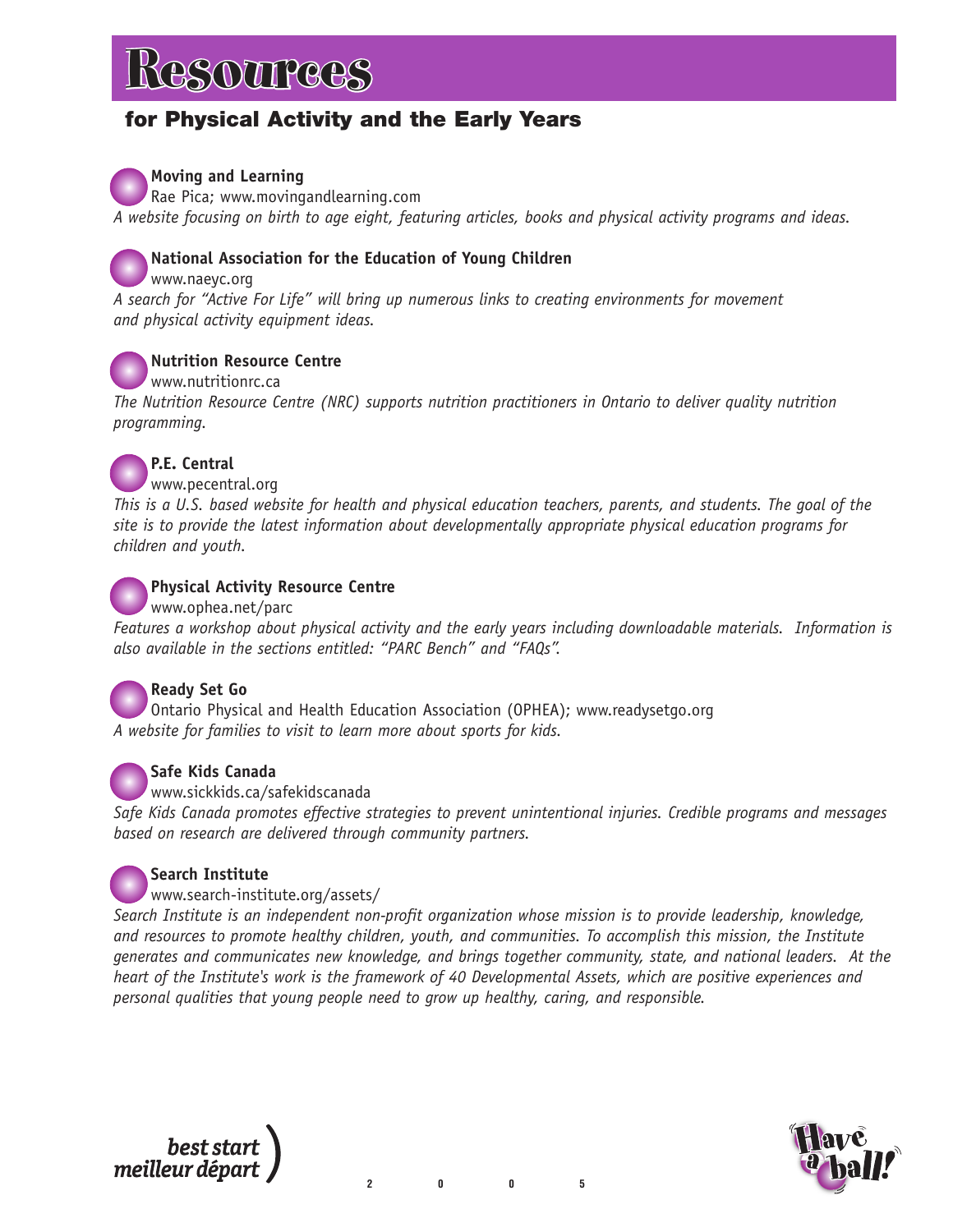# Resources

## for Physical Activity and the Early Years

**Moving and Learning**
Rae Pica; www.movingandlearning.com
*A website focusing on birth to age eight, featuring articles, books and physical activity programs and ideas.*

**National Association for the Education of Young Children**
www.naeyc.org
*A search for "Active For Life" will bring up numerous links to creating environments for movement and physical activity equipment ideas.*

**Nutrition Resource Centre**
www.nutritionrc.ca
*The Nutrition Resource Centre (NRC) supports nutrition practitioners in Ontario to deliver quality nutrition programming.*

**P.E. Central**
www.pecentral.org
*This is a U.S. based website for health and physical education teachers, parents, and students. The goal of the site is to provide the latest information about developmentally appropriate physical education programs for children and youth.*

**Physical Activity Resource Centre**
www.ophea.net/parc
*Features a workshop about physical activity and the early years including downloadable materials. Information is also available in the sections entitled: "PARC Bench" and "FAQs".*

**Ready Set Go**
Ontario Physical and Health Education Association (OPHEA); www.readysetgo.org
*A website for families to visit to learn more about sports for kids.*

**Safe Kids Canada**
www.sickkids.ca/safekidscanada
*Safe Kids Canada promotes effective strategies to prevent unintentional injuries. Credible programs and messages based on research are delivered through community partners.*

**Search Institute**
www.search-institute.org/assets/
*Search Institute is an independent non-profit organization whose mission is to provide leadership, knowledge, and resources to promote healthy children, youth, and communities. To accomplish this mission, the Institute generates and communicates new knowledge, and brings together community, state, and national leaders. At the heart of the Institute's work is the framework of 40 Developmental Assets, which are positive experiences and personal qualities that young people need to grow up healthy, caring, and responsible.*

best start meilleur départ

2005

Have a ball!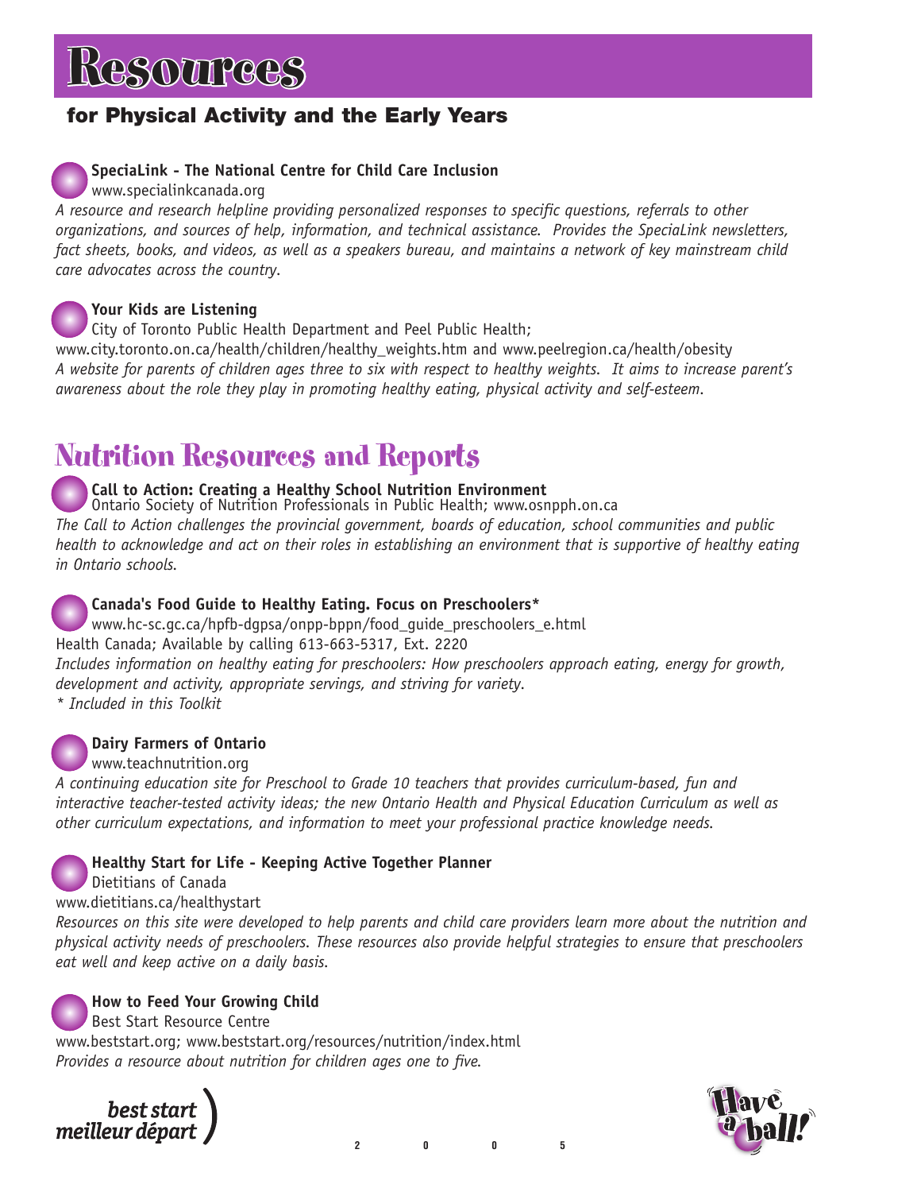# Resources

## for Physical Activity and the Early Years

**SpeciaLink - The National Centre for Child Care Inclusion**
www.specialinkcanada.org
*A resource and research helpline providing personalized responses to specific questions, referrals to other organizations, and sources of help, information, and technical assistance. Provides the SpeciaLink newsletters, fact sheets, books, and videos, as well as a speakers bureau, and maintains a network of key mainstream child care advocates across the country.*

**Your Kids are Listening**
City of Toronto Public Health Department and Peel Public Health;
www.city.toronto.on.ca/health/children/healthy_weights.htm and www.peelregion.ca/health/obesity
*A website for parents of children ages three to six with respect to healthy weights. It aims to increase parent's awareness about the role they play in promoting healthy eating, physical activity and self-esteem.*

# Nutrition Resources and Reports

**Call to Action: Creating a Healthy School Nutrition Environment**
Ontario Society of Nutrition Professionals in Public Health; www.osnpph.on.ca
*The Call to Action challenges the provincial government, boards of education, school communities and public health to acknowledge and act on their roles in establishing an environment that is supportive of healthy eating in Ontario schools.*

**Canada's Food Guide to Healthy Eating. Focus on Preschoolers***
www.hc-sc.gc.ca/hpfb-dgpsa/onpp-bppn/food_guide_preschoolers_e.html
Health Canada; Available by calling 613-663-5317, Ext. 2220
*Includes information on healthy eating for preschoolers: How preschoolers approach eating, energy for growth, development and activity, appropriate servings, and striving for variety.*
** Included in this Toolkit*

**Dairy Farmers of Ontario**
www.teachnutrition.org
*A continuing education site for Preschool to Grade 10 teachers that provides curriculum-based, fun and interactive teacher-tested activity ideas; the new Ontario Health and Physical Education Curriculum as well as other curriculum expectations, and information to meet your professional practice knowledge needs.*

**Healthy Start for Life - Keeping Active Together Planner**
Dietitians of Canada
www.dietitians.ca/healthystart
*Resources on this site were developed to help parents and child care providers learn more about the nutrition and physical activity needs of preschoolers. These resources also provide helpful strategies to ensure that preschoolers eat well and keep active on a daily basis.*

**How to Feed Your Growing Child**
Best Start Resource Centre
www.beststart.org; www.beststart.org/resources/nutrition/index.html
*Provides a resource about nutrition for children ages one to five.*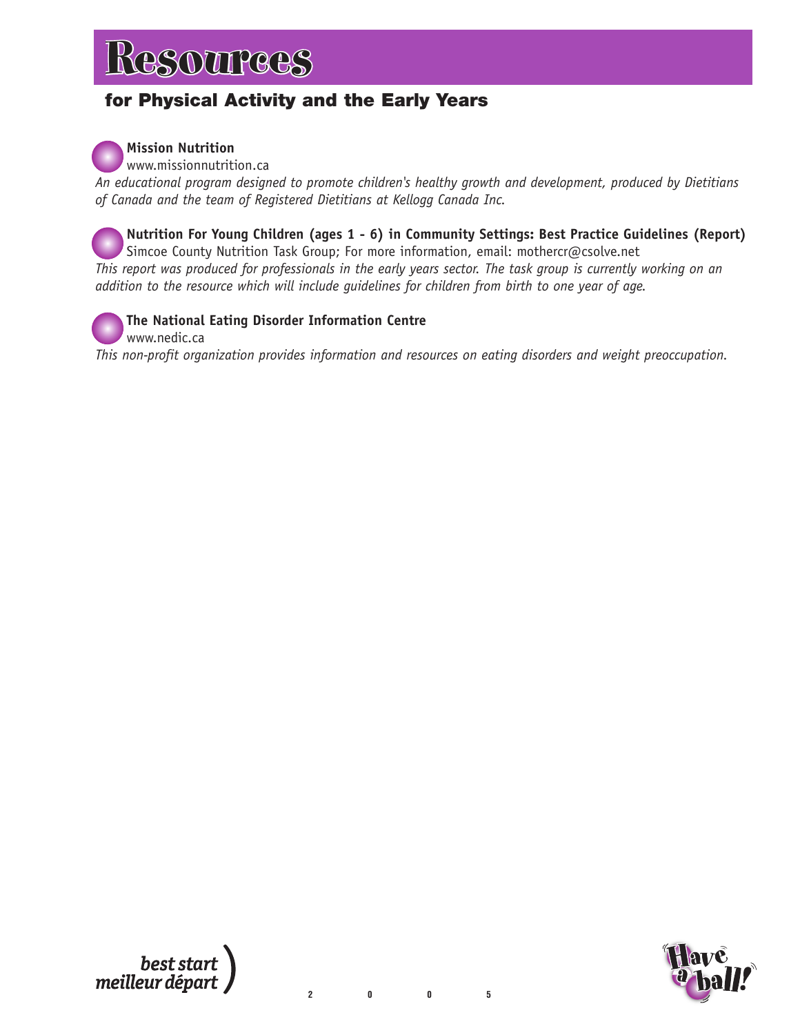# Resources

## for Physical Activity and the Early Years

**Mission Nutrition**
www.missionnutrition.ca
*An educational program designed to promote children's healthy growth and development, produced by Dietitians of Canada and the team of Registered Dietitians at Kellogg Canada Inc.*

**Nutrition For Young Children (ages 1 - 6) in Community Settings: Best Practice Guidelines (Report)**
Simcoe County Nutrition Task Group; For more information, email: mothercr@csolve.net
*This report was produced for professionals in the early years sector. The task group is currently working on an addition to the resource which will include guidelines for children from birth to one year of age.*

**The National Eating Disorder Information Centre**
www.nedic.ca
*This non-profit organization provides information and resources on eating disorders and weight preoccupation.*

best start
meilleur départ

2 0 0 5

Have a ball!